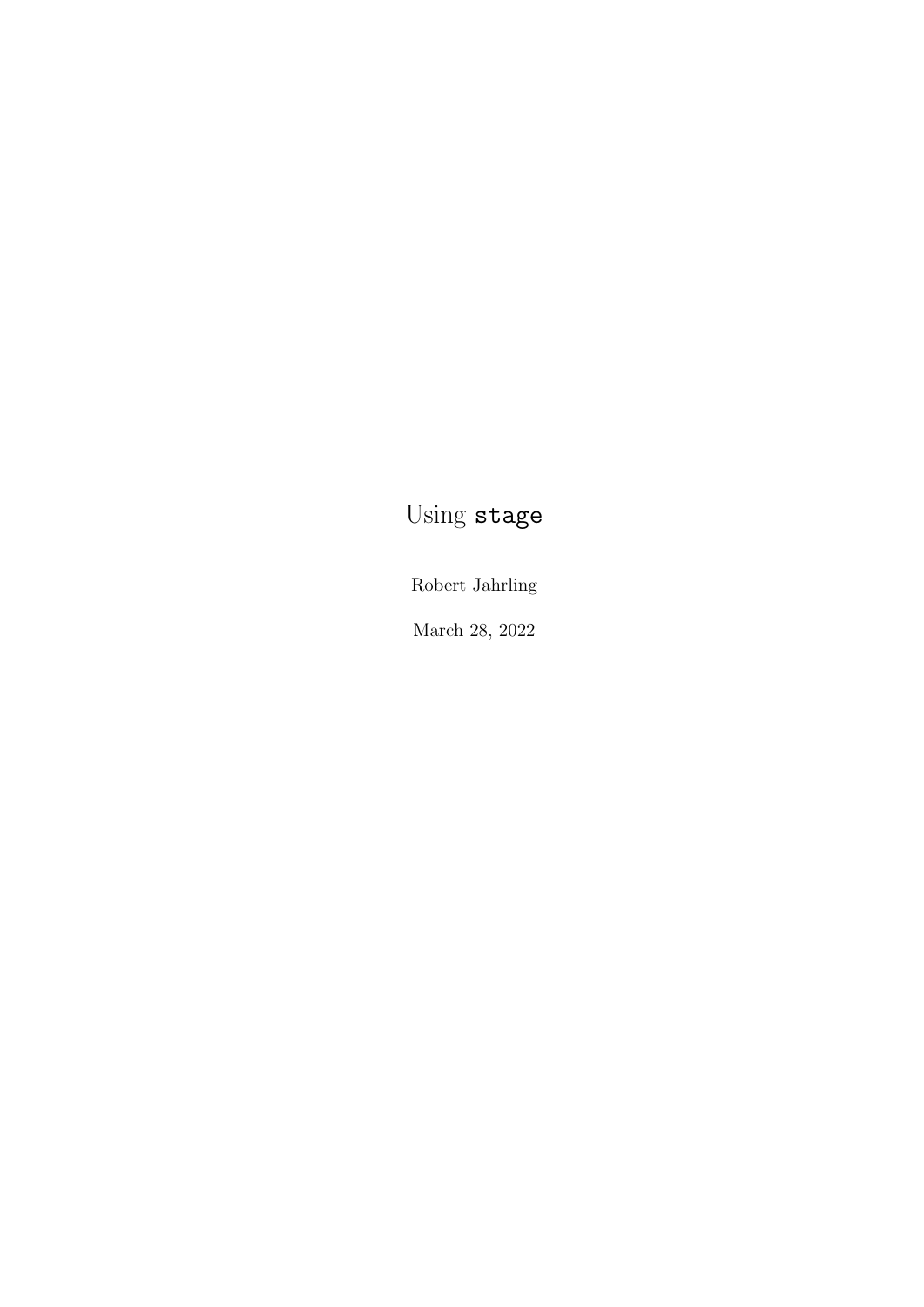# Using `stage`

Robert Jahrling

March 28, 2022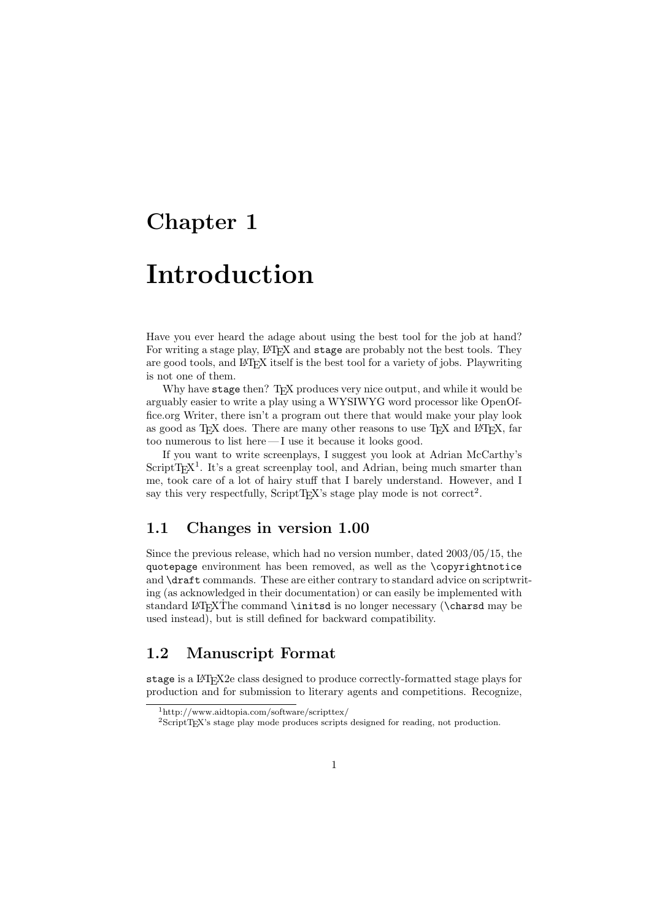# Chapter 1

# Introduction

Have you ever heard the adage about using the best tool for the job at hand? For writing a stage play, LaTeX and `stage` are probably not the best tools. They are good tools, and LaTeX itself is the best tool for a variety of jobs. Playwriting is not one of them.

Why have `stage` then? TeX produces very nice output, and while it would be arguably easier to write a play using a WYSIWYG word processor like OpenOffice.org Writer, there isn't a program out there that would make your play look as good as TeX does. There are many other reasons to use TeX and LaTeX, far too numerous to list here — I use it because it looks good.

If you want to write screenplays, I suggest you look at Adrian McCarthy's ScriptTeX[1]. It's a great screenplay tool, and Adrian, being much smarter than me, took care of a lot of hairy stuff that I barely understand. However, and I say this very respectfully, ScriptTeX's stage play mode is not correct[2].

## 1.1 Changes in version 1.00

Since the previous release, which had no version number, dated 2003/05/15, the `quotepage` environment has been removed, as well as the `\copyrightnotice` and `\draft` commands. These are either contrary to standard advice on scriptwriting (as acknowledged in their documentation) or can easily be implemented with standard LaTeX. The command `\initsd` is no longer necessary (`\charsd` may be used instead), but is still defined for backward compatibility.

## 1.2 Manuscript Format

`stage` is a LaTeX2e class designed to produce correctly-formatted stage plays for production and for submission to literary agents and competitions. Recognize,

[1] http://www.aidtopia.com/software/scripttex/

[2] ScriptTeX's stage play mode produces scripts designed for reading, not production.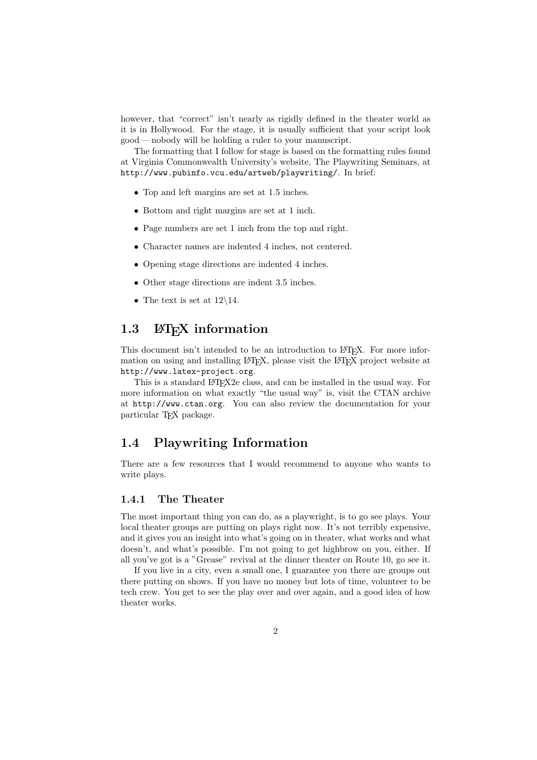however, that “correct” isn't nearly as rigidly defined in the theater world as it is in Hollywood. For the stage, it is usually sufficient that your script look good — nobody will be holding a ruler to your manuscript.

The formatting that I follow for stage is based on the formatting rules found at Virginia Commonwealth University's website, The Playwriting Seminars, at `http://www.pubinfo.vcu.edu/artweb/playwriting/`. In brief:

- Top and left margins are set at 1.5 inches.
- Bottom and right margins are set at 1 inch.
- Page numbers are set 1 inch from the top and right.
- Character names are indented 4 inches, not centered.
- Opening stage directions are indented 4 inches.
- Other stage directions are indent 3.5 inches.
- The text is set at 12\14.

## 1.3 LaTeX information

This document isn't intended to be an introduction to LaTeX. For more information on using and installing LaTeX, please visit the LaTeX project website at `http://www.latex-project.org`.

This is a standard LaTeX2e class, and can be installed in the usual way. For more information on what exactly “the usual way” is, visit the CTAN archive at `http://www.ctan.org`. You can also review the documentation for your particular TeX package.

## 1.4 Playwriting Information

There are a few resources that I would recommend to anyone who wants to write plays.

### 1.4.1 The Theater

The most important thing you can do, as a playwright, is to go see plays. Your local theater groups are putting on plays right now. It's not terribly expensive, and it gives you an insight into what's going on in theater, what works and what doesn't, and what's possible. I'm not going to get highbrow on you, either. If all you've got is a "Grease" revival at the dinner theater on Route 10, go see it.

If you live in a city, even a small one, I guarantee you there are groups out there putting on shows. If you have no money but lots of time, volunteer to be tech crew. You get to see the play over and over again, and a good idea of how theater works.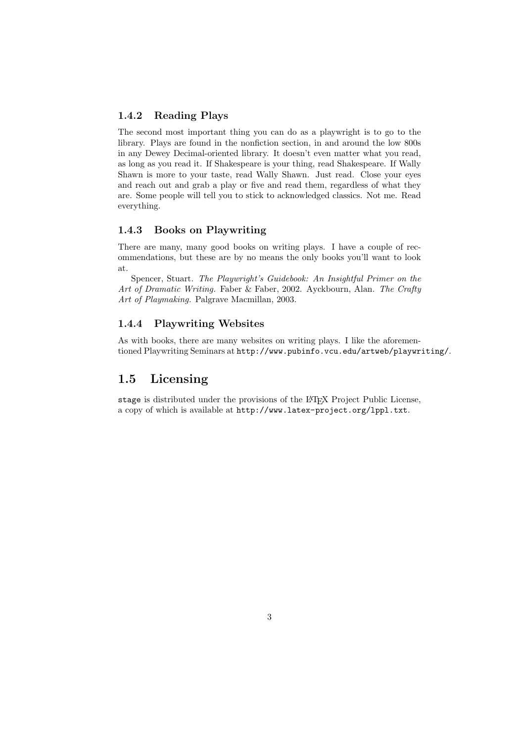### 1.4.2 Reading Plays

The second most important thing you can do as a playwright is to go to the library. Plays are found in the nonfiction section, in and around the low 800s in any Dewey Decimal-oriented library. It doesn't even matter what you read, as long as you read it. If Shakespeare is your thing, read Shakespeare. If Wally Shawn is more to your taste, read Wally Shawn. Just read. Close your eyes and reach out and grab a play or five and read them, regardless of what they are. Some people will tell you to stick to acknowledged classics. Not me. Read everything.

### 1.4.3 Books on Playwriting

There are many, many good books on writing plays. I have a couple of recommendations, but these are by no means the only books you'll want to look at.

Spencer, Stuart. *The Playwright's Guidebook: An Insightful Primer on the Art of Dramatic Writing.* Faber & Faber, 2002. Ayckbourn, Alan. *The Crafty Art of Playmaking.* Palgrave Macmillan, 2003.

### 1.4.4 Playwriting Websites

As with books, there are many websites on writing plays. I like the aforementioned Playwriting Seminars at `http://www.pubinfo.vcu.edu/artweb/playwriting/`.

## 1.5 Licensing

`stage` is distributed under the provisions of the LaTeX Project Public License, a copy of which is available at `http://www.latex-project.org/lppl.txt`.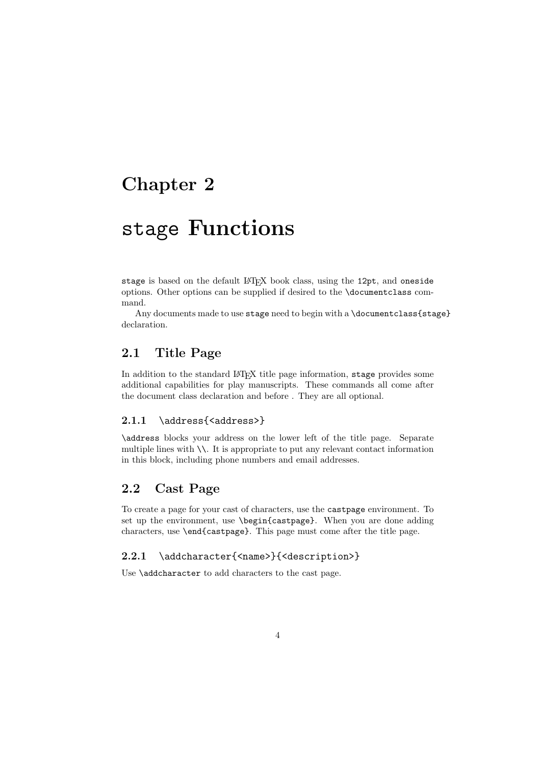# Chapter 2

# `stage` Functions

`stage` is based on the default LaTeX book class, using the `12pt`, and `oneside` options. Other options can be supplied if desired to the `\documentclass` command.

Any documents made to use `stage` need to begin with a `\documentclass{stage}` declaration.

## 2.1 Title Page

In addition to the standard LaTeX title page information, `stage` provides some additional capabilities for play manuscripts. These commands all come after the document class declaration and before . They are all optional.

### 2.1.1 `\address{<address>}`

`\address` blocks your address on the lower left of the title page. Separate multiple lines with `\\`. It is appropriate to put any relevant contact information in this block, including phone numbers and email addresses.

## 2.2 Cast Page

To create a page for your cast of characters, use the `castpage` environment. To set up the environment, use `\begin{castpage}`. When you are done adding characters, use `\end{castpage}`. This page must come after the title page.

### 2.2.1 `\addcharacter{<name>}{<description>}`

Use `\addcharacter` to add characters to the cast page.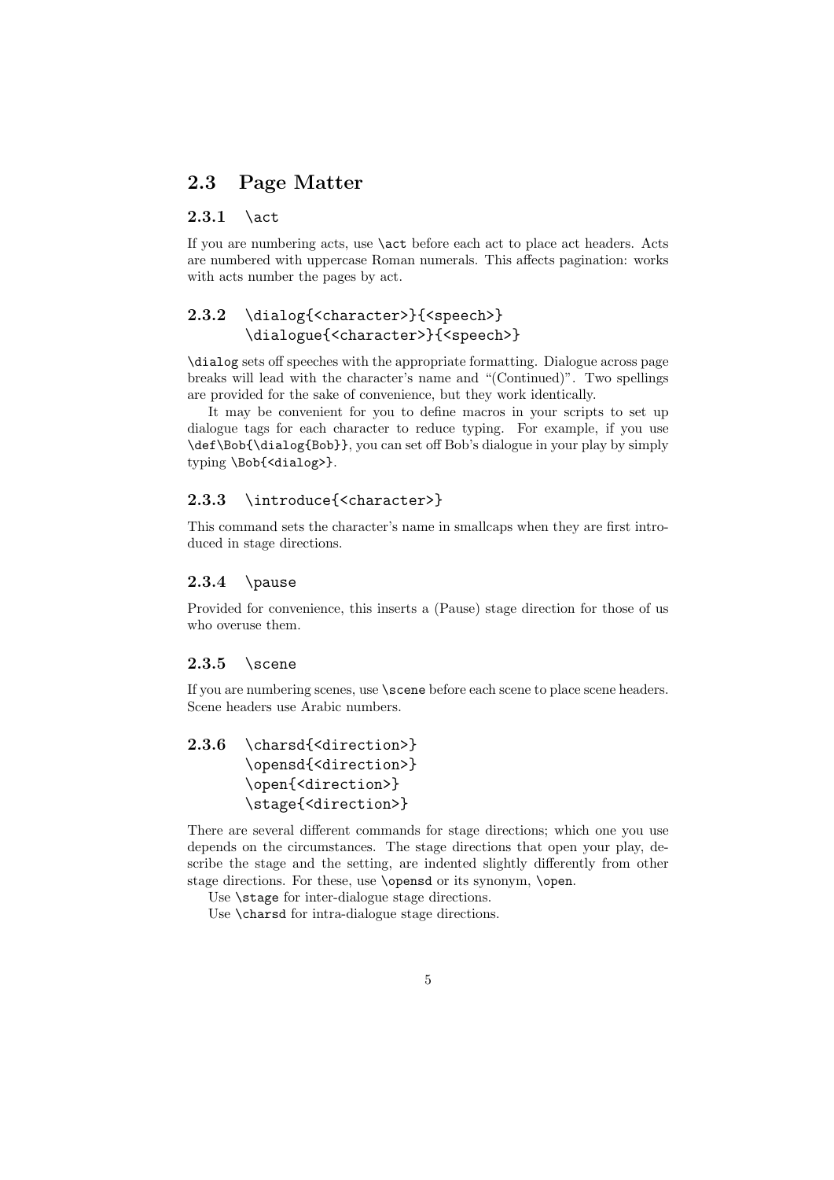## 2.3 Page Matter

### 2.3.1 `\act`

If you are numbering acts, use `\act` before each act to place act headers. Acts are numbered with uppercase Roman numerals. This affects pagination: works with acts number the pages by act.

### 2.3.2 `\dialog{<character>}{<speech>}` `\dialogue{<character>}{<speech>}`

`\dialog` sets off speeches with the appropriate formatting. Dialogue across page breaks will lead with the character's name and "(Continued)". Two spellings are provided for the sake of convenience, but they work identically.

It may be convenient for you to define macros in your scripts to set up dialogue tags for each character to reduce typing. For example, if you use `\def\Bob{\dialog{Bob}}`, you can set off Bob's dialogue in your play by simply typing `\Bob{<dialog>}`.

### 2.3.3 `\introduce{<character>}`

This command sets the character's name in smallcaps when they are first introduced in stage directions.

### 2.3.4 `\pause`

Provided for convenience, this inserts a (Pause) stage direction for those of us who overuse them.

### 2.3.5 `\scene`

If you are numbering scenes, use `\scene` before each scene to place scene headers. Scene headers use Arabic numbers.

### 2.3.6 `\charsd{<direction>}` `\opensd{<direction>}` `\open{<direction>}` `\stage{<direction>}`

There are several different commands for stage directions; which one you use depends on the circumstances. The stage directions that open your play, describe the stage and the setting, are indented slightly differently from other stage directions. For these, use `\opensd` or its synonym, `\open`.

Use `\stage` for inter-dialogue stage directions.

Use `\charsd` for intra-dialogue stage directions.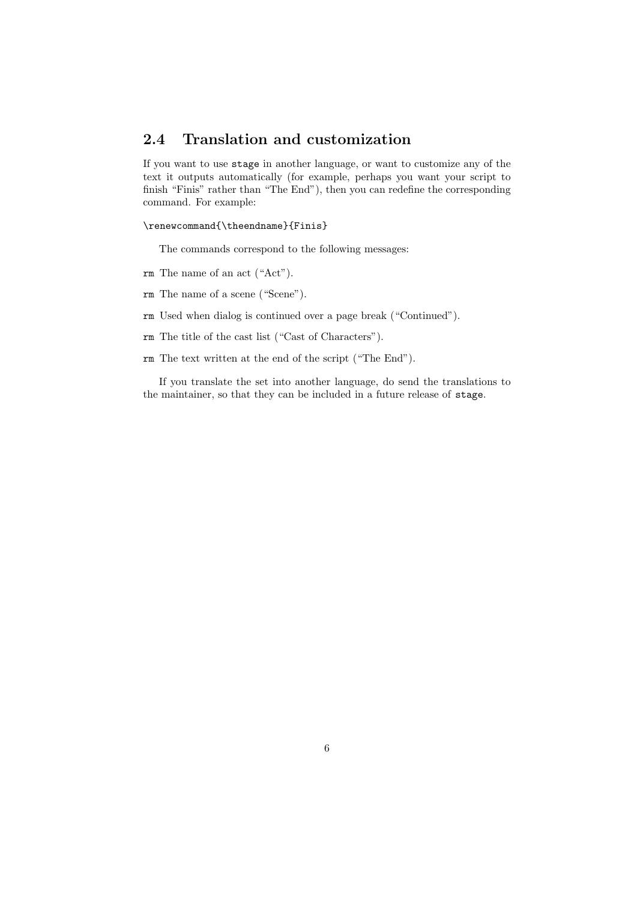## 2.4 Translation and customization

If you want to use `stage` in another language, or want to customize any of the text it outputs automatically (for example, perhaps you want your script to finish "Finis" rather than "The End"), then you can redefine the corresponding command. For example:

```
\renewcommand{\theendname}{Finis}
```

The commands correspond to the following messages:

`rm` The name of an act ("Act").

`rm` The name of a scene ("Scene").

`rm` Used when dialog is continued over a page break ("Continued").

`rm` The title of the cast list ("Cast of Characters").

`rm` The text written at the end of the script ("The End").

If you translate the set into another language, do send the translations to the maintainer, so that they can be included in a future release of `stage`.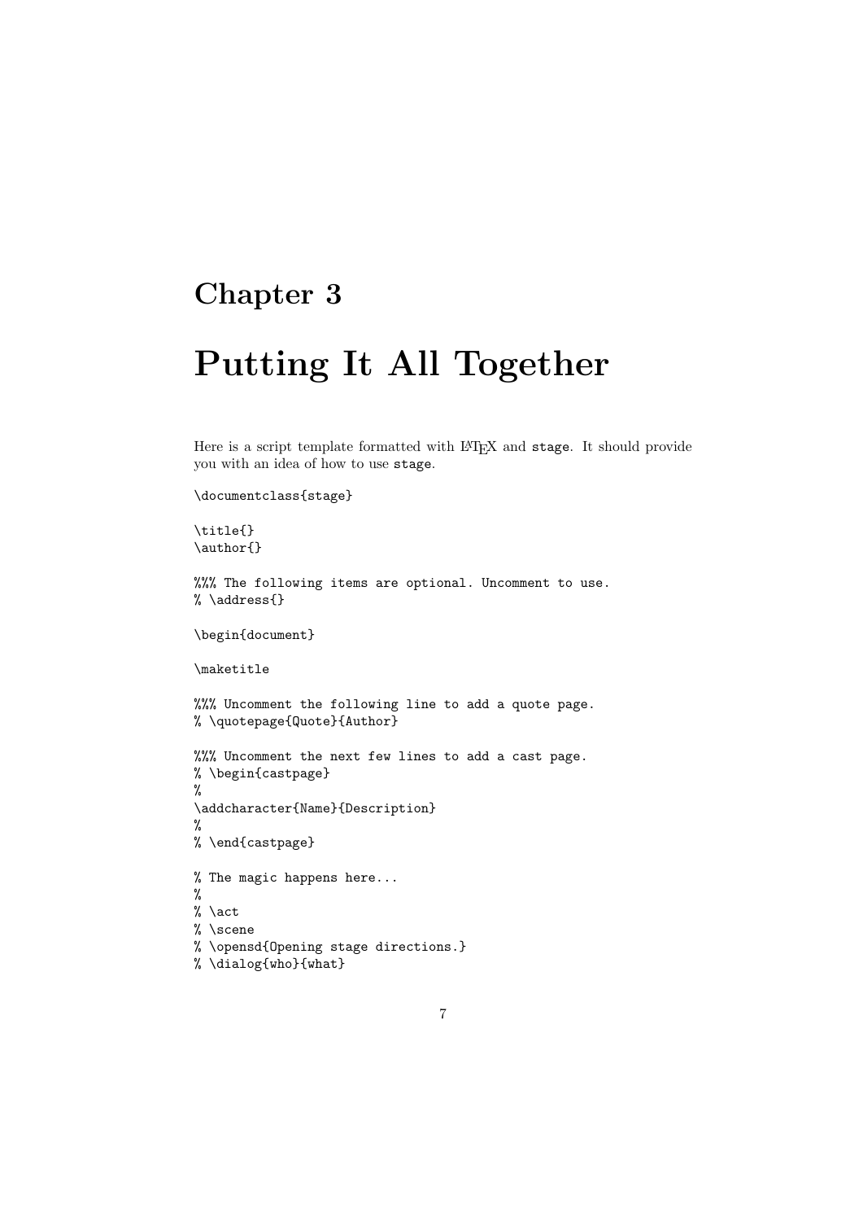# Chapter 3

# Putting It All Together

Here is a script template formatted with LaTeX and `stage`. It should provide you with an idea of how to use `stage`.

```
\documentclass{stage}

\title{}
\author{}

%%% The following items are optional. Uncomment to use.
% \address{}

\begin{document}

\maketitle

%%% Uncomment the following line to add a quote page.
% \quotepage{Quote}{Author}

%%% Uncomment the next few lines to add a cast page.
% \begin{castpage}
%
\addcharacter{Name}{Description}
%
% \end{castpage}

% The magic happens here...
%
% \act
% \scene
% \opensd{Opening stage directions.}
% \dialog{who}{what}
```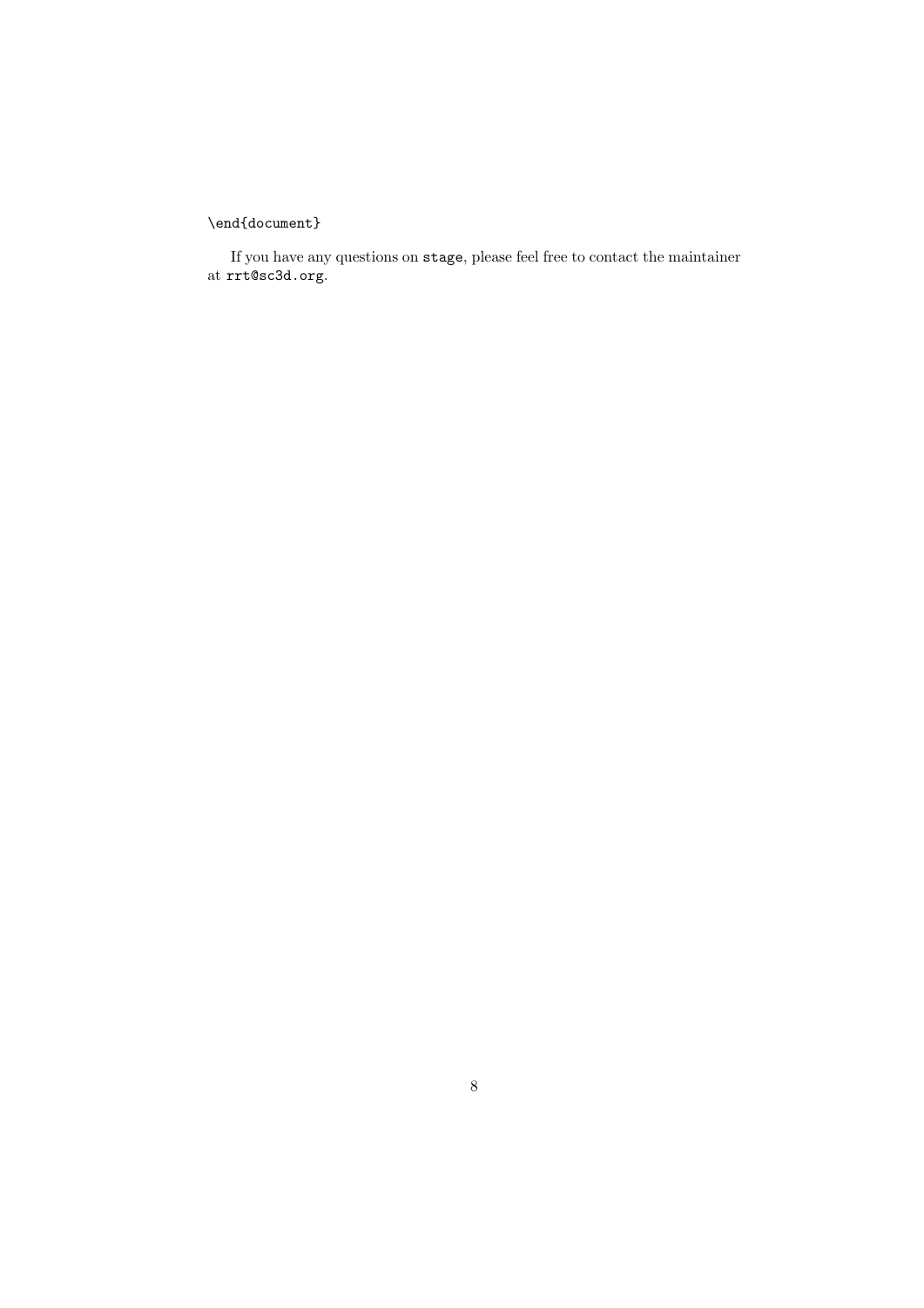```
\end{document}
```

If you have any questions on `stage`, please feel free to contact the maintainer at `rrt@sc3d.org`.